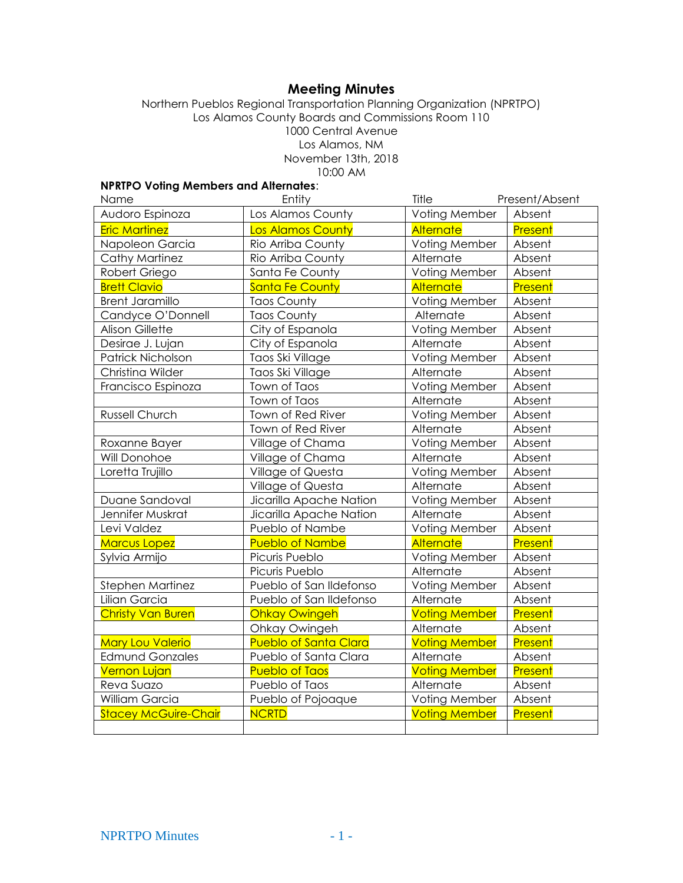# Meeting Minutes

Northern Pueblos Regional Transportation Planning Organization (NPRTPO)
Los Alamos County Boards and Commissions Room 110
1000 Central Avenue
Los Alamos, NM
November 13th, 2018
10:00 AM

**NPRTPO Voting Members and Alternates**:

| Name | Entity | Title | Present/Absent |
|---|---|---|---|
| Audoro Espinoza | Los Alamos County | Voting Member | Absent |
| Eric Martinez | Los Alamos County | Alternate | Present |
| Napoleon Garcia | Rio Arriba County | Voting Member | Absent |
| Cathy Martinez | Rio Arriba County | Alternate | Absent |
| Robert Griego | Santa Fe County | Voting Member | Absent |
| Brett Clavio | Santa Fe County | Alternate | Present |
| Brent Jaramillo | Taos County | Voting Member | Absent |
| Candyce O'Donnell | Taos County | Alternate | Absent |
| Alison Gillette | City of Espanola | Voting Member | Absent |
| Desirae J. Lujan | City of Espanola | Alternate | Absent |
| Patrick Nicholson | Taos Ski Village | Voting Member | Absent |
| Christina Wilder | Taos Ski Village | Alternate | Absent |
| Francisco Espinoza | Town of Taos | Voting Member | Absent |
| | Town of Taos | Alternate | Absent |
| Russell Church | Town of Red River | Voting Member | Absent |
| | Town of Red River | Alternate | Absent |
| Roxanne Bayer | Village of Chama | Voting Member | Absent |
| Will Donohoe | Village of Chama | Alternate | Absent |
| Loretta Trujillo | Village of Questa | Voting Member | Absent |
| | Village of Questa | Alternate | Absent |
| Duane Sandoval | Jicarilla Apache Nation | Voting Member | Absent |
| Jennifer Muskrat | Jicarilla Apache Nation | Alternate | Absent |
| Levi Valdez | Pueblo of Nambe | Voting Member | Absent |
| Marcus Lopez | Pueblo of Nambe | Alternate | Present |
| Sylvia Armijo | Picuris Pueblo | Voting Member | Absent |
| | Picuris Pueblo | Alternate | Absent |
| Stephen Martinez | Pueblo of San Ildefonso | Voting Member | Absent |
| Lilian Garcia | Pueblo of San Ildefonso | Alternate | Absent |
| Christy Van Buren | Ohkay Owingeh | Voting Member | Present |
| | Ohkay Owingeh | Alternate | Absent |
| Mary Lou Valerio | Pueblo of Santa Clara | Voting Member | Present |
| Edmund Gonzales | Pueblo of Santa Clara | Alternate | Absent |
| Vernon Lujan | Pueblo of Taos | Voting Member | Present |
| Reva Suazo | Pueblo of Taos | Alternate | Absent |
| William Garcia | Pueblo of Pojoaque | Voting Member | Absent |
| Stacey McGuire-Chair | NCRTD | Voting Member | Present |
| | | | |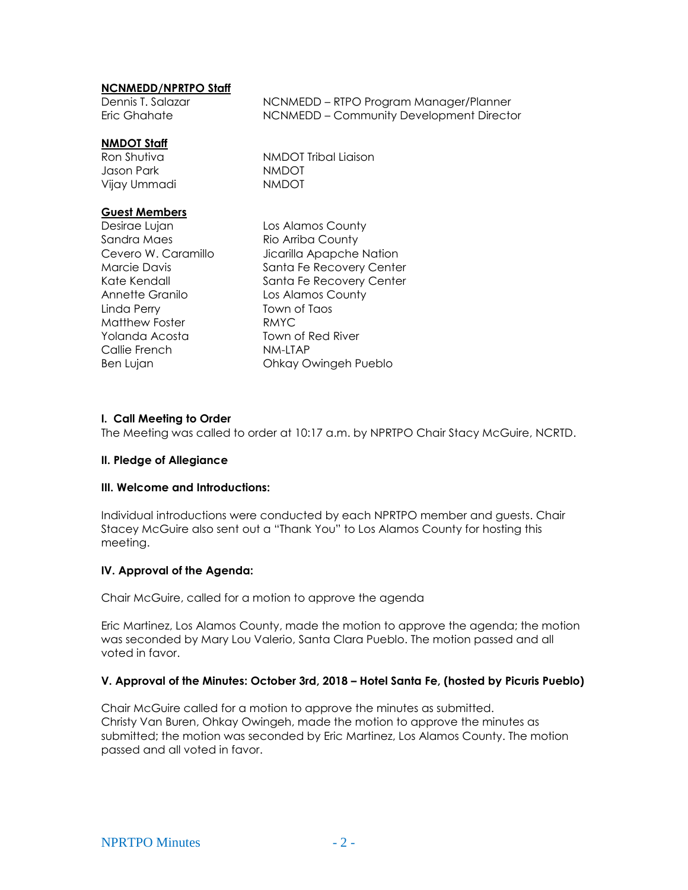**NCNMEDD/NPRTPO Staff**

| | |
|---|---|
| Dennis T. Salazar | NCNMEDD – RTPO Program Manager/Planner |
| Eric Ghahate | NCNMEDD – Community Development Director |

**NMDOT Staff**

| | |
|---|---|
| Ron Shutiva | NMDOT Tribal Liaison |
| Jason Park | NMDOT |
| Vijay Ummadi | NMDOT |

**Guest Members**

| | |
|---|---|
| Desirae Lujan | Los Alamos County |
| Sandra Maes | Rio Arriba County |
| Cevero W. Caramillo | Jicarilla Apapche Nation |
| Marcie Davis | Santa Fe Recovery Center |
| Kate Kendall | Santa Fe Recovery Center |
| Annette Granilo | Los Alamos County |
| Linda Perry | Town of Taos |
| Matthew Foster | RMYC |
| Yolanda Acosta | Town of Red River |
| Callie French | NM-LTAP |
| Ben Lujan | Ohkay Owingeh Pueblo |

**I. Call Meeting to Order**

The Meeting was called to order at 10:17 a.m. by NPRTPO Chair Stacy McGuire, NCRTD.

**II. Pledge of Allegiance**

**III. Welcome and Introductions:**

Individual introductions were conducted by each NPRTPO member and guests. Chair Stacey McGuire also sent out a "Thank You" to Los Alamos County for hosting this meeting.

**IV. Approval of the Agenda:**

Chair McGuire, called for a motion to approve the agenda

Eric Martinez, Los Alamos County, made the motion to approve the agenda; the motion was seconded by Mary Lou Valerio, Santa Clara Pueblo. The motion passed and all voted in favor.

**V. Approval of the Minutes: October 3rd, 2018 – Hotel Santa Fe, (hosted by Picuris Pueblo)**

Chair McGuire called for a motion to approve the minutes as submitted.
Christy Van Buren, Ohkay Owingeh, made the motion to approve the minutes as submitted; the motion was seconded by Eric Martinez, Los Alamos County. The motion passed and all voted in favor.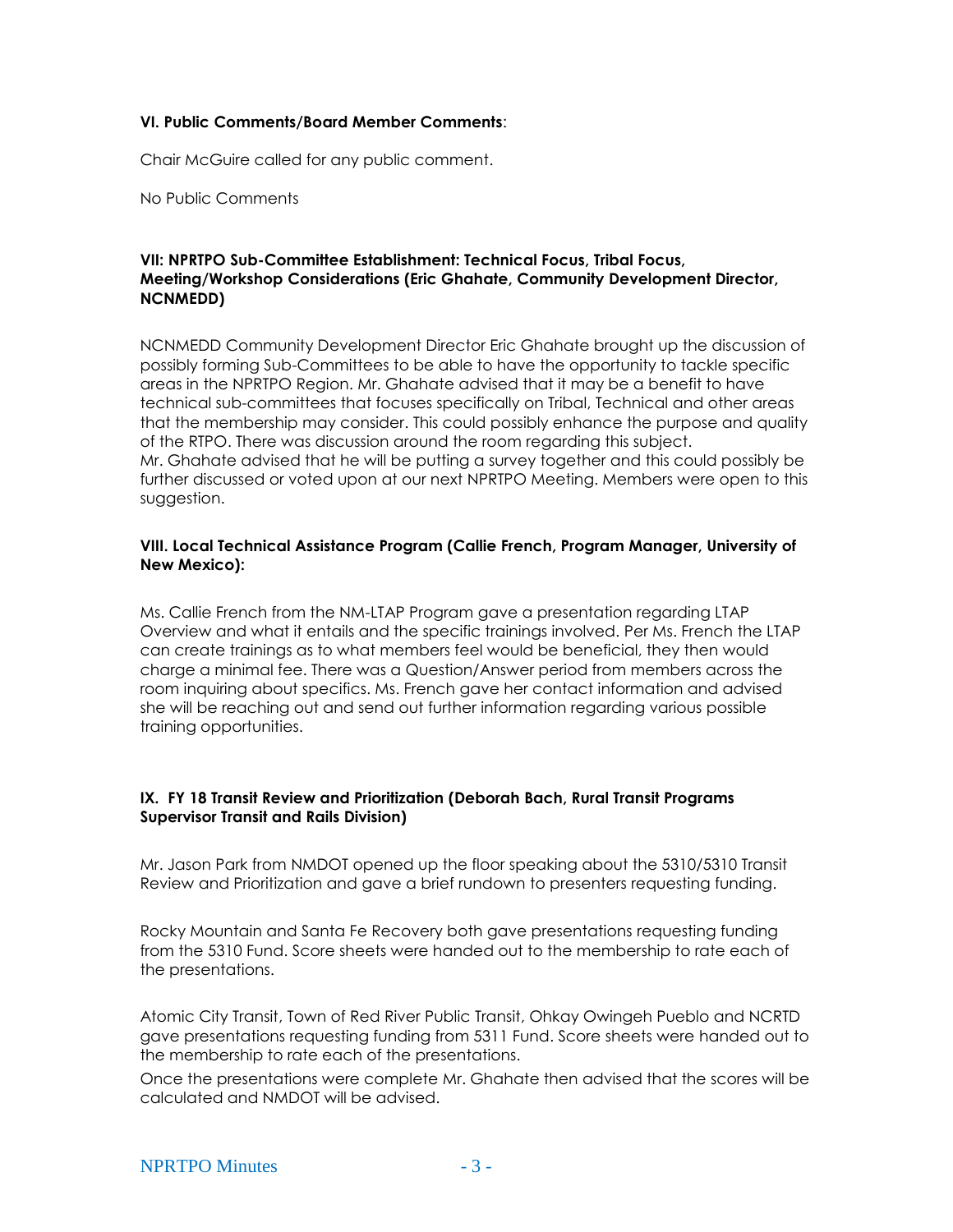**VI. Public Comments/Board Member Comments**:

Chair McGuire called for any public comment.

No Public Comments

**VII: NPRTPO Sub-Committee Establishment: Technical Focus, Tribal Focus, Meeting/Workshop Considerations (Eric Ghahate, Community Development Director, NCNMEDD)**

NCNMEDD Community Development Director Eric Ghahate brought up the discussion of possibly forming Sub-Committees to be able to have the opportunity to tackle specific areas in the NPRTPO Region. Mr. Ghahate advised that it may be a benefit to have technical sub-committees that focuses specifically on Tribal, Technical and other areas that the membership may consider. This could possibly enhance the purpose and quality of the RTPO. There was discussion around the room regarding this subject.
Mr. Ghahate advised that he will be putting a survey together and this could possibly be further discussed or voted upon at our next NPRTPO Meeting. Members were open to this suggestion.

**VIII. Local Technical Assistance Program (Callie French, Program Manager, University of New Mexico):**

Ms. Callie French from the NM-LTAP Program gave a presentation regarding LTAP Overview and what it entails and the specific trainings involved. Per Ms. French the LTAP can create trainings as to what members feel would be beneficial, they then would charge a minimal fee. There was a Question/Answer period from members across the room inquiring about specifics. Ms. French gave her contact information and advised she will be reaching out and send out further information regarding various possible training opportunities.

**IX. FY 18 Transit Review and Prioritization (Deborah Bach, Rural Transit Programs Supervisor Transit and Rails Division)**

Mr. Jason Park from NMDOT opened up the floor speaking about the 5310/5310 Transit Review and Prioritization and gave a brief rundown to presenters requesting funding.

Rocky Mountain and Santa Fe Recovery both gave presentations requesting funding from the 5310 Fund. Score sheets were handed out to the membership to rate each of the presentations.

Atomic City Transit, Town of Red River Public Transit, Ohkay Owingeh Pueblo and NCRTD gave presentations requesting funding from 5311 Fund. Score sheets were handed out to the membership to rate each of the presentations.
Once the presentations were complete Mr. Ghahate then advised that the scores will be calculated and NMDOT will be advised.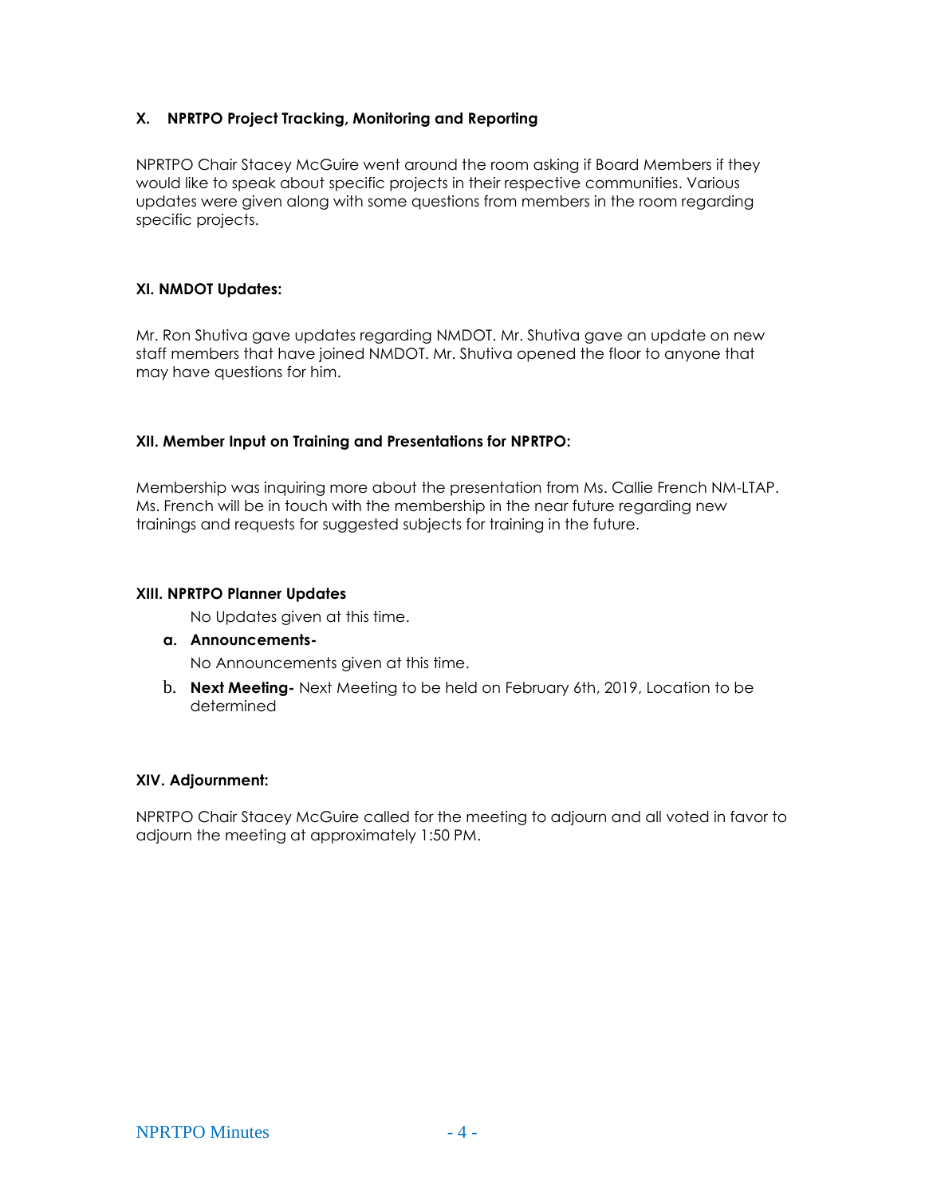### X. NPRTPO Project Tracking, Monitoring and Reporting

NPRTPO Chair Stacey McGuire went around the room asking if Board Members if they would like to speak about specific projects in their respective communities. Various updates were given along with some questions from members in the room regarding specific projects.

### XI. NMDOT Updates:

Mr. Ron Shutiva gave updates regarding NMDOT. Mr. Shutiva gave an update on new staff members that have joined NMDOT. Mr. Shutiva opened the floor to anyone that may have questions for him.

### XII. Member Input on Training and Presentations for NPRTPO:

Membership was inquiring more about the presentation from Ms. Callie French NM-LTAP. Ms. French will be in touch with the membership in the near future regarding new trainings and requests for suggested subjects for training in the future.

### XIII. NPRTPO Planner Updates

No Updates given at this time.

a. **Announcements-**

   No Announcements given at this time.

b. **Next Meeting-** Next Meeting to be held on February 6th, 2019, Location to be determined

### XIV. Adjournment:

NPRTPO Chair Stacey McGuire called for the meeting to adjourn and all voted in favor to adjourn the meeting at approximately 1:50 PM.